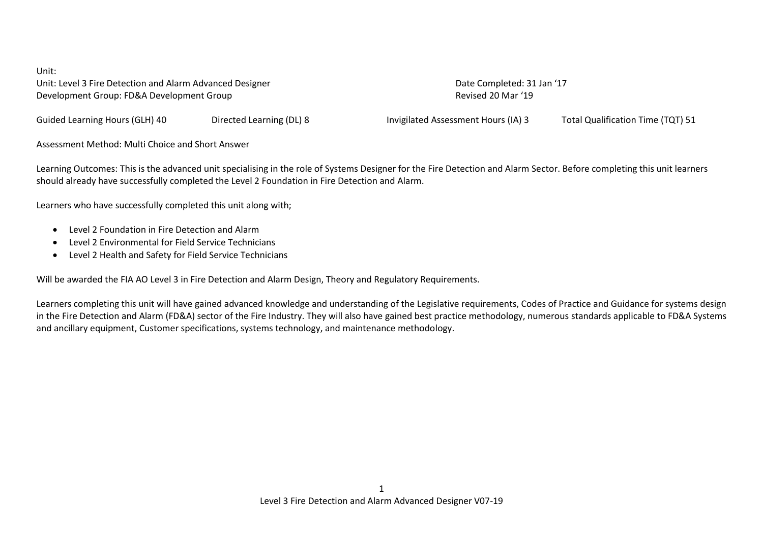Unit:

Unit: Level 3 Fire Detection and Alarm Advanced Designer — Date Completed: 31 Jan '17

Development Group: FD&A Development Group — Revised 20 Mar '19

Guided Learning Hours (GLH) 40 | Directed Learning (DL) 8 | Invigilated Assessment Hours (IA) 3 | Total Qualification Time (TQT) 51

Assessment Method: Multi Choice and Short Answer

Learning Outcomes: This is the advanced unit specialising in the role of Systems Designer for the Fire Detection and Alarm Sector. Before completing this unit learners should already have successfully completed the Level 2 Foundation in Fire Detection and Alarm.

Learners who have successfully completed this unit along with;

- Level 2 Foundation in Fire Detection and Alarm
- Level 2 Environmental for Field Service Technicians
- Level 2 Health and Safety for Field Service Technicians

Will be awarded the FIA AO Level 3 in Fire Detection and Alarm Design, Theory and Regulatory Requirements.

Learners completing this unit will have gained advanced knowledge and understanding of the Legislative requirements, Codes of Practice and Guidance for systems design in the Fire Detection and Alarm (FD&A) sector of the Fire Industry. They will also have gained best practice methodology, numerous standards applicable to FD&A Systems and ancillary equipment, Customer specifications, systems technology, and maintenance methodology.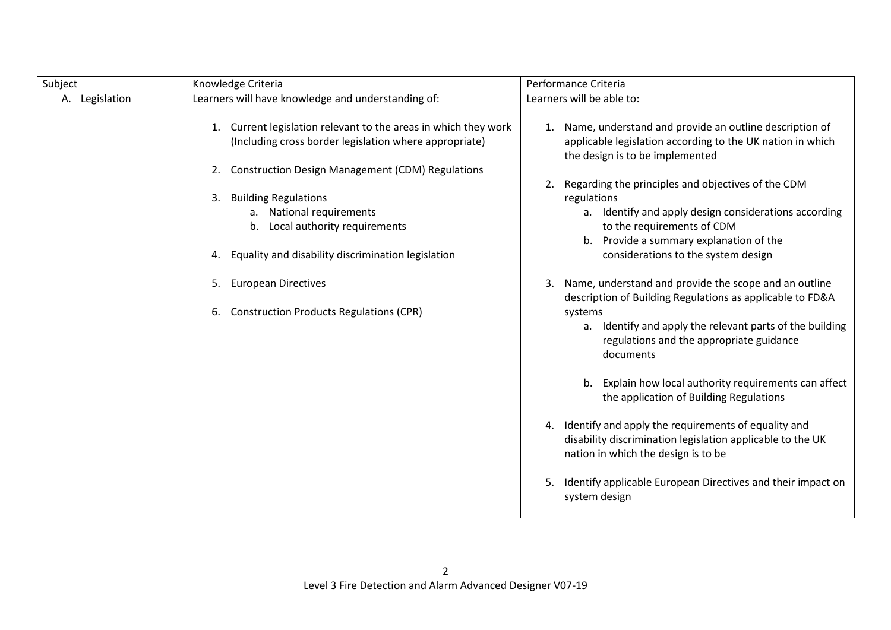| Subject | Knowledge Criteria | Performance Criteria |
| --- | --- | --- |
| A. Legislation | Learners will have knowledge and understanding of:<br><br>1. Current legislation relevant to the areas in which they work (Including cross border legislation where appropriate)<br><br>2. Construction Design Management (CDM) Regulations<br><br>3. Building Regulations<br>a. National requirements<br>b. Local authority requirements<br><br>4. Equality and disability discrimination legislation<br><br>5. European Directives<br><br>6. Construction Products Regulations (CPR) | Learners will be able to:<br><br>1. Name, understand and provide an outline description of applicable legislation according to the UK nation in which the design is to be implemented<br><br>2. Regarding the principles and objectives of the CDM regulations<br>a. Identify and apply design considerations according to the requirements of CDM<br>b. Provide a summary explanation of the considerations to the system design<br><br>3. Name, understand and provide the scope and an outline description of Building Regulations as applicable to FD&A systems<br>a. Identify and apply the relevant parts of the building regulations and the appropriate guidance documents<br><br>b. Explain how local authority requirements can affect the application of Building Regulations<br><br>4. Identify and apply the requirements of equality and disability discrimination legislation applicable to the UK nation in which the design is to be<br><br>5. Identify applicable European Directives and their impact on system design |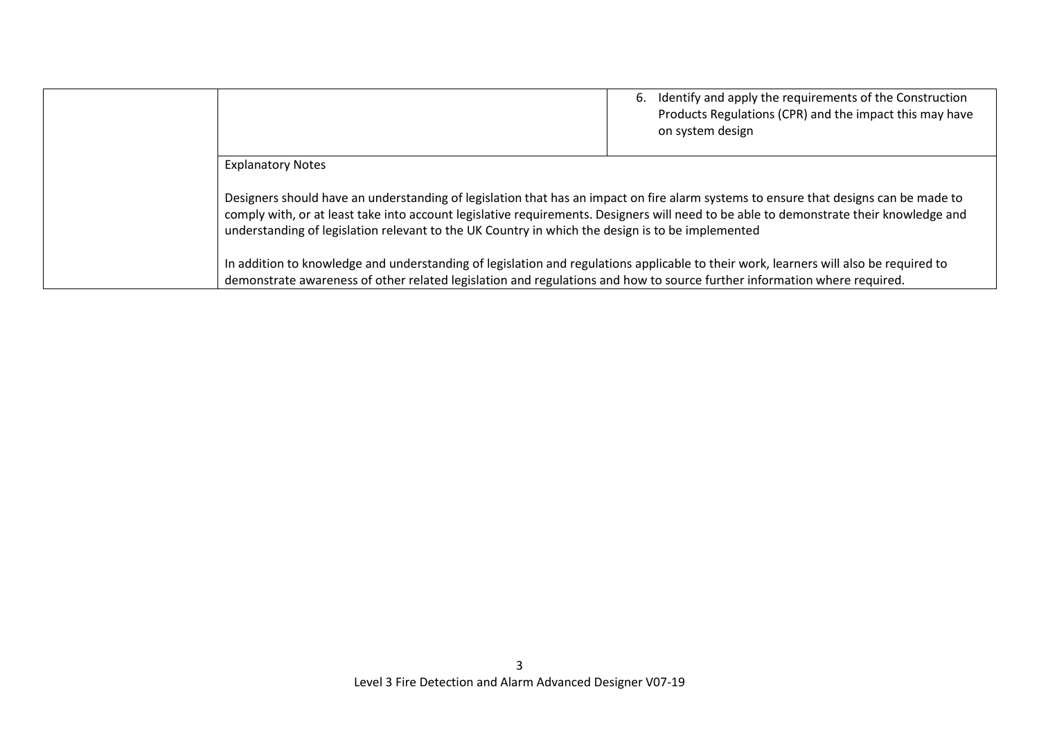| | | |
|---|---|---|
| | | 6. Identify and apply the requirements of the Construction Products Regulations (CPR) and the impact this may have on system design |
| | Explanatory Notes<br><br>Designers should have an understanding of legislation that has an impact on fire alarm systems to ensure that designs can be made to comply with, or at least take into account legislative requirements. Designers will need to be able to demonstrate their knowledge and understanding of legislation relevant to the UK Country in which the design is to be implemented<br><br>In addition to knowledge and understanding of legislation and regulations applicable to their work, learners will also be required to demonstrate awareness of other related legislation and regulations and how to source further information where required. | |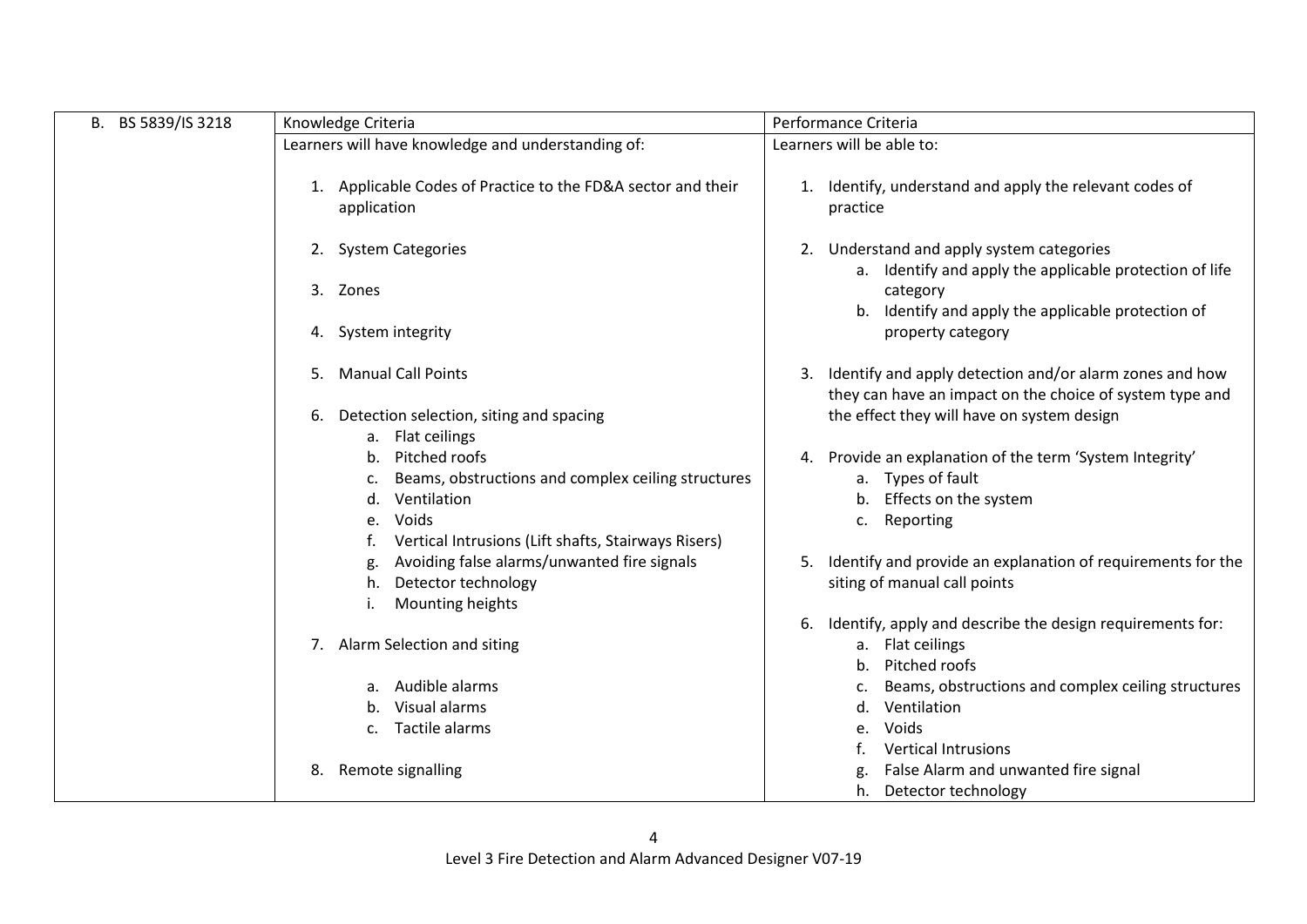| B. BS 5839/IS 3218 | Knowledge Criteria | Performance Criteria |
|---|---|---|
| | Learners will have knowledge and understanding of: | Learners will be able to: |
| | 1. Applicable Codes of Practice to the FD&A sector and their application<br><br>2. System Categories<br><br>3. Zones<br><br>4. System integrity<br><br>5. Manual Call Points<br><br>6. Detection selection, siting and spacing<br>a. Flat ceilings<br>b. Pitched roofs<br>c. Beams, obstructions and complex ceiling structures<br>d. Ventilation<br>e. Voids<br>f. Vertical Intrusions (Lift shafts, Stairways Risers)<br>g. Avoiding false alarms/unwanted fire signals<br>h. Detector technology<br>i. Mounting heights<br><br>7. Alarm Selection and siting<br>a. Audible alarms<br>b. Visual alarms<br>c. Tactile alarms<br><br>8. Remote signalling | 1. Identify, understand and apply the relevant codes of practice<br><br>2. Understand and apply system categories<br>a. Identify and apply the applicable protection of life category<br>b. Identify and apply the applicable protection of property category<br><br>3. Identify and apply detection and/or alarm zones and how they can have an impact on the choice of system type and the effect they will have on system design<br><br>4. Provide an explanation of the term 'System Integrity'<br>a. Types of fault<br>b. Effects on the system<br>c. Reporting<br><br>5. Identify and provide an explanation of requirements for the siting of manual call points<br><br>6. Identify, apply and describe the design requirements for:<br>a. Flat ceilings<br>b. Pitched roofs<br>c. Beams, obstructions and complex ceiling structures<br>d. Ventilation<br>e. Voids<br>f. Vertical Intrusions<br>g. False Alarm and unwanted fire signal<br>h. Detector technology |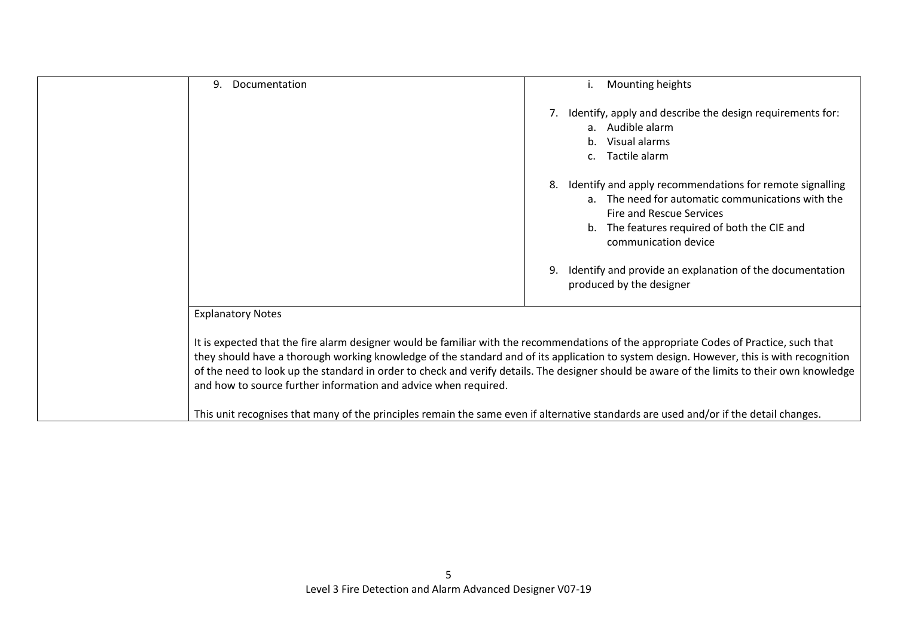| | | |
|---|---|---|
| | 9. Documentation | i. Mounting heights<br><br>7. Identify, apply and describe the design requirements for:<br>a. Audible alarm<br>b. Visual alarms<br>c. Tactile alarm<br><br>8. Identify and apply recommendations for remote signalling<br>a. The need for automatic communications with the Fire and Rescue Services<br>b. The features required of both the CIE and communication device<br><br>9. Identify and provide an explanation of the documentation produced by the designer |
| | Explanatory Notes<br><br>It is expected that the fire alarm designer would be familiar with the recommendations of the appropriate Codes of Practice, such that they should have a thorough working knowledge of the standard and of its application to system design. However, this is with recognition of the need to look up the standard in order to check and verify details. The designer should be aware of the limits to their own knowledge and how to source further information and advice when required.<br><br>This unit recognises that many of the principles remain the same even if alternative standards are used and/or if the detail changes. | |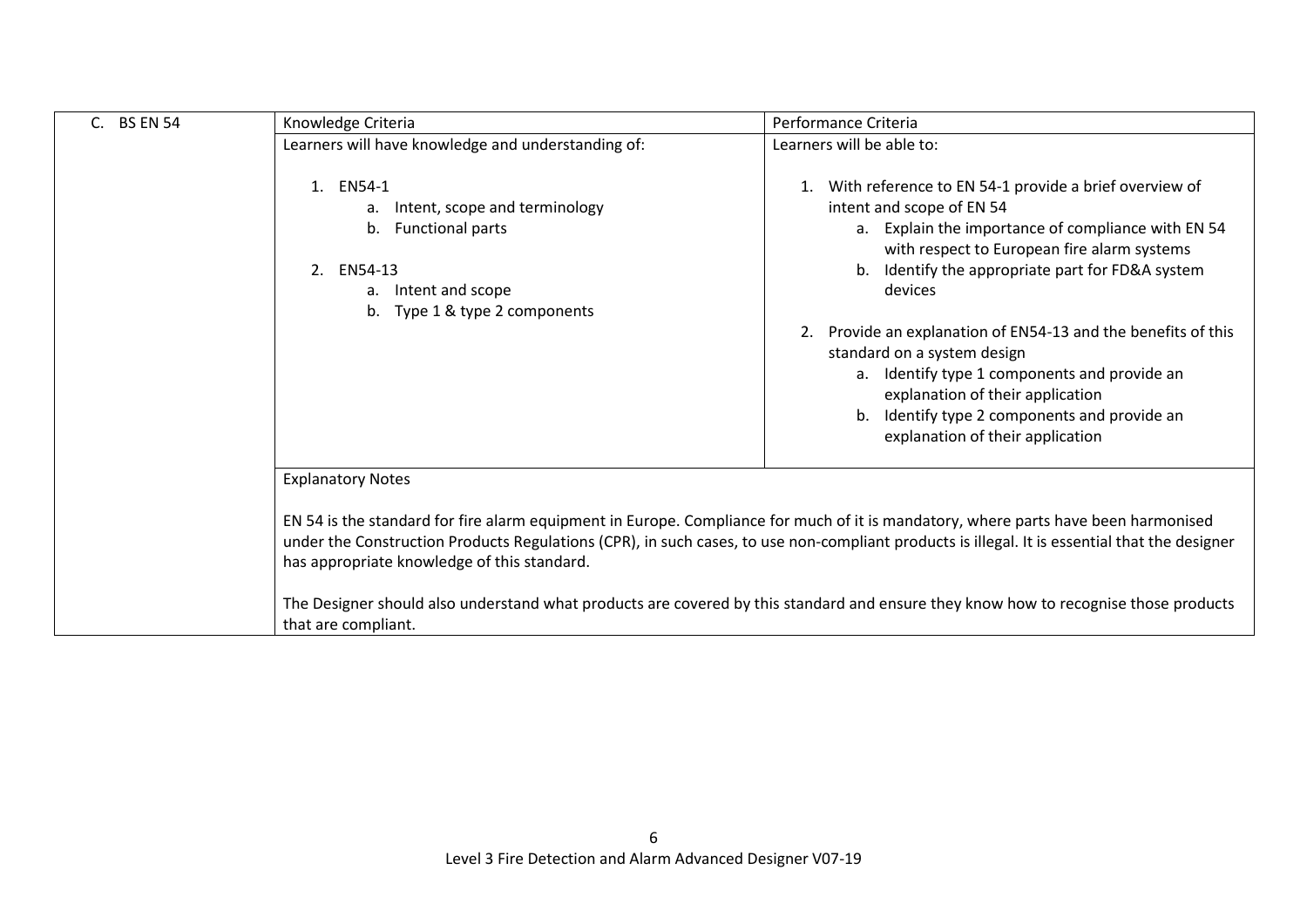| C. BS EN 54 | Knowledge Criteria | Performance Criteria |
|---|---|---|
| | Learners will have knowledge and understanding of:<br><br>1. EN54-1<br>&nbsp;&nbsp;&nbsp;a. Intent, scope and terminology<br>&nbsp;&nbsp;&nbsp;b. Functional parts<br><br>2. EN54-13<br>&nbsp;&nbsp;&nbsp;a. Intent and scope<br>&nbsp;&nbsp;&nbsp;b. Type 1 & type 2 components | Learners will be able to:<br><br>1. With reference to EN 54-1 provide a brief overview of intent and scope of EN 54<br>&nbsp;&nbsp;&nbsp;a. Explain the importance of compliance with EN 54 with respect to European fire alarm systems<br>&nbsp;&nbsp;&nbsp;b. Identify the appropriate part for FD&A system devices<br><br>2. Provide an explanation of EN54-13 and the benefits of this standard on a system design<br>&nbsp;&nbsp;&nbsp;a. Identify type 1 components and provide an explanation of their application<br>&nbsp;&nbsp;&nbsp;b. Identify type 2 components and provide an explanation of their application |
| | Explanatory Notes<br><br>EN 54 is the standard for fire alarm equipment in Europe. Compliance for much of it is mandatory, where parts have been harmonised under the Construction Products Regulations (CPR), in such cases, to use non-compliant products is illegal. It is essential that the designer has appropriate knowledge of this standard.<br><br>The Designer should also understand what products are covered by this standard and ensure they know how to recognise those products that are compliant. | |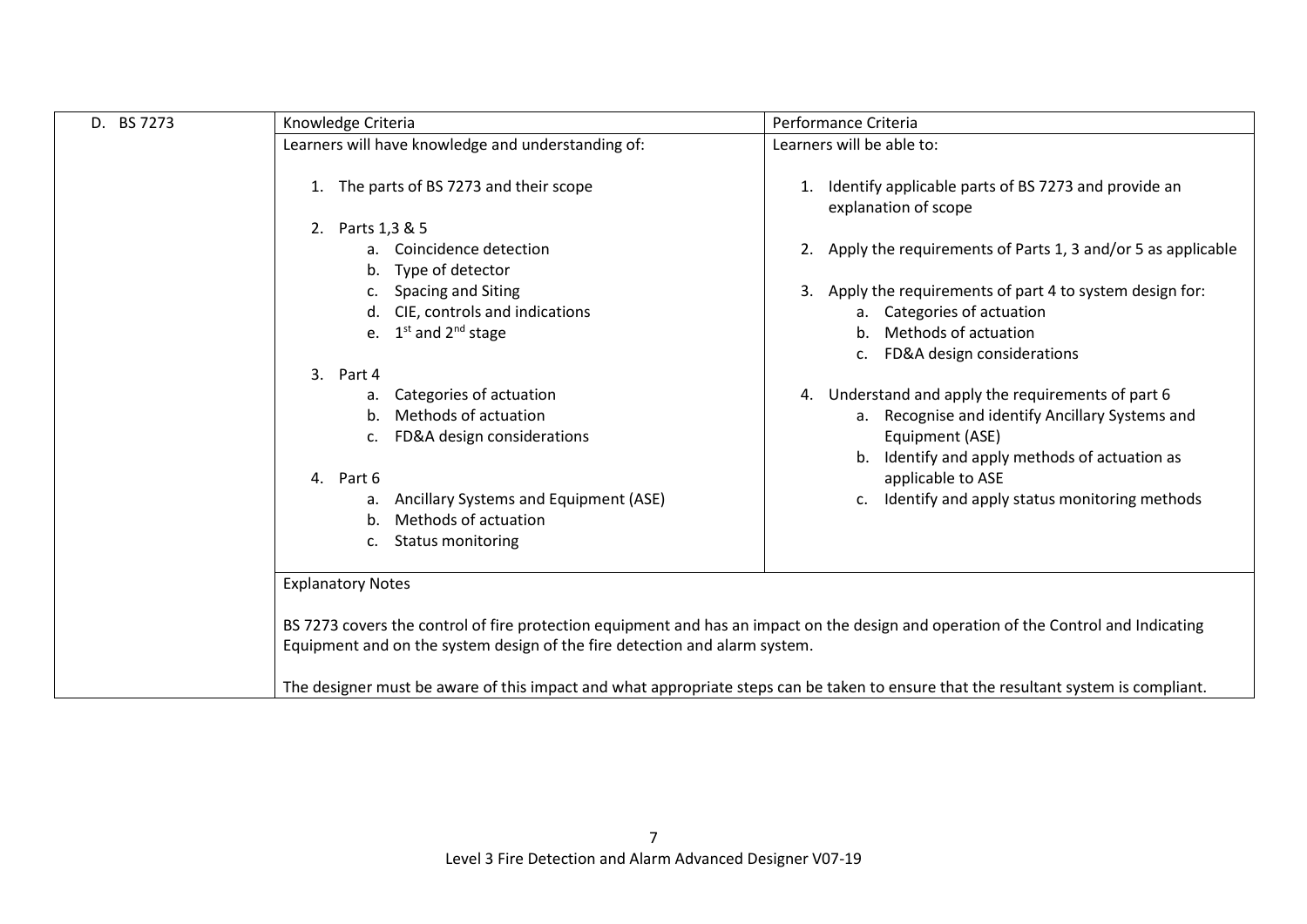| D. BS 7273 | Knowledge Criteria | Performance Criteria |
|---|---|---|
| | Learners will have knowledge and understanding of:<br><br>1. The parts of BS 7273 and their scope<br><br>2. Parts 1,3 & 5<br>a. Coincidence detection<br>b. Type of detector<br>c. Spacing and Siting<br>d. CIE, controls and indications<br>e. 1st and 2nd stage<br><br>3. Part 4<br>a. Categories of actuation<br>b. Methods of actuation<br>c. FD&A design considerations<br><br>4. Part 6<br>a. Ancillary Systems and Equipment (ASE)<br>b. Methods of actuation<br>c. Status monitoring | Learners will be able to:<br><br>1. Identify applicable parts of BS 7273 and provide an explanation of scope<br><br>2. Apply the requirements of Parts 1, 3 and/or 5 as applicable<br><br>3. Apply the requirements of part 4 to system design for:<br>a. Categories of actuation<br>b. Methods of actuation<br>c. FD&A design considerations<br><br>4. Understand and apply the requirements of part 6<br>a. Recognise and identify Ancillary Systems and Equipment (ASE)<br>b. Identify and apply methods of actuation as applicable to ASE<br>c. Identify and apply status monitoring methods |
| | Explanatory Notes<br><br>BS 7273 covers the control of fire protection equipment and has an impact on the design and operation of the Control and Indicating Equipment and on the system design of the fire detection and alarm system.<br><br>The designer must be aware of this impact and what appropriate steps can be taken to ensure that the resultant system is compliant. | |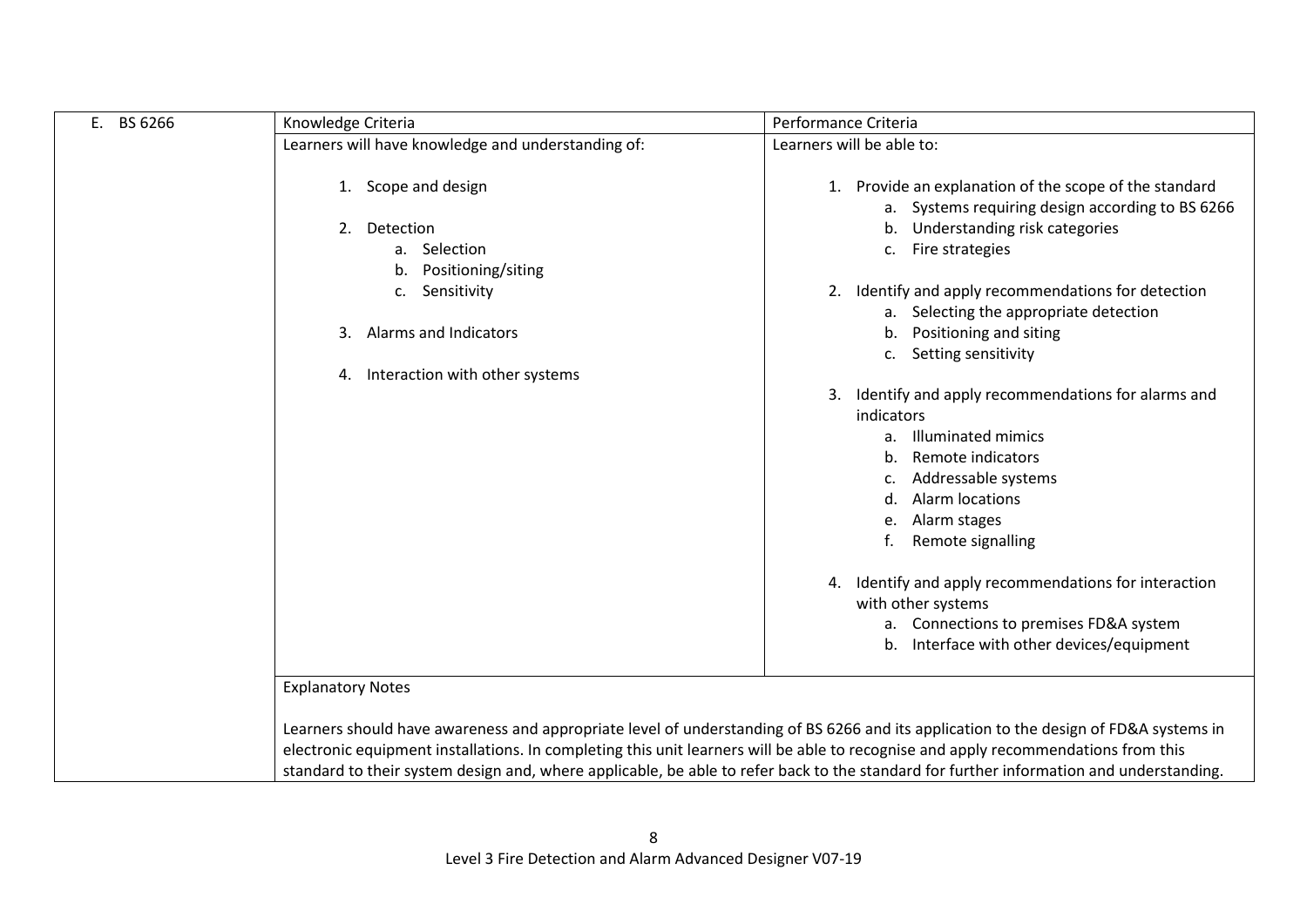| E. BS 6266 | Knowledge Criteria | Performance Criteria |
|---|---|---|
| | Learners will have knowledge and understanding of:<br><br>1. Scope and design<br><br>2. Detection<br>&nbsp;&nbsp;&nbsp;a. Selection<br>&nbsp;&nbsp;&nbsp;b. Positioning/siting<br>&nbsp;&nbsp;&nbsp;c. Sensitivity<br><br>3. Alarms and Indicators<br><br>4. Interaction with other systems | Learners will be able to:<br><br>1. Provide an explanation of the scope of the standard<br>&nbsp;&nbsp;&nbsp;a. Systems requiring design according to BS 6266<br>&nbsp;&nbsp;&nbsp;b. Understanding risk categories<br>&nbsp;&nbsp;&nbsp;c. Fire strategies<br><br>2. Identify and apply recommendations for detection<br>&nbsp;&nbsp;&nbsp;a. Selecting the appropriate detection<br>&nbsp;&nbsp;&nbsp;b. Positioning and siting<br>&nbsp;&nbsp;&nbsp;c. Setting sensitivity<br><br>3. Identify and apply recommendations for alarms and indicators<br>&nbsp;&nbsp;&nbsp;a. Illuminated mimics<br>&nbsp;&nbsp;&nbsp;b. Remote indicators<br>&nbsp;&nbsp;&nbsp;c. Addressable systems<br>&nbsp;&nbsp;&nbsp;d. Alarm locations<br>&nbsp;&nbsp;&nbsp;e. Alarm stages<br>&nbsp;&nbsp;&nbsp;f. Remote signalling<br><br>4. Identify and apply recommendations for interaction with other systems<br>&nbsp;&nbsp;&nbsp;a. Connections to premises FD&A system<br>&nbsp;&nbsp;&nbsp;b. Interface with other devices/equipment |
| | Explanatory Notes<br><br>Learners should have awareness and appropriate level of understanding of BS 6266 and its application to the design of FD&A systems in electronic equipment installations. In completing this unit learners will be able to recognise and apply recommendations from this standard to their system design and, where applicable, be able to refer back to the standard for further information and understanding. | |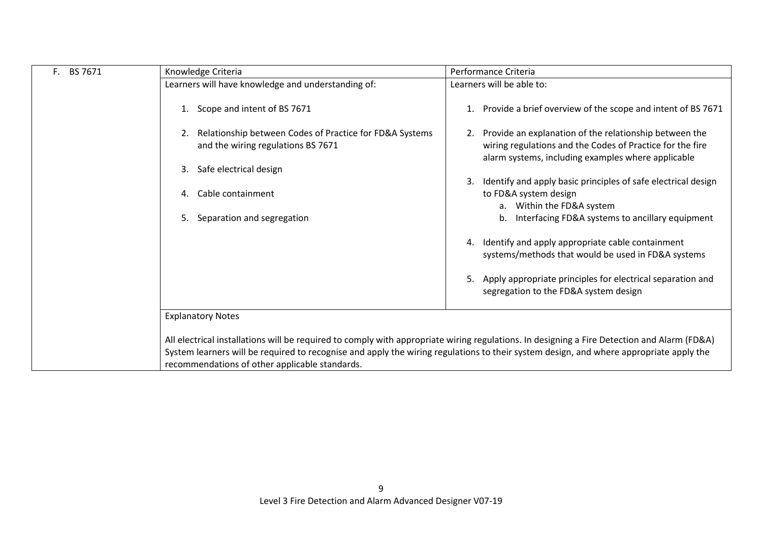| F. BS 7671 | Knowledge Criteria | Performance Criteria |
|---|---|---|
| | Learners will have knowledge and understanding of:<br><br>1. Scope and intent of BS 7671<br><br>2. Relationship between Codes of Practice for FD&A Systems and the wiring regulations BS 7671<br><br>3. Safe electrical design<br><br>4. Cable containment<br><br>5. Separation and segregation | Learners will be able to:<br><br>1. Provide a brief overview of the scope and intent of BS 7671<br><br>2. Provide an explanation of the relationship between the wiring regulations and the Codes of Practice for the fire alarm systems, including examples where applicable<br><br>3. Identify and apply basic principles of safe electrical design to FD&A system design<br>a. Within the FD&A system<br>b. Interfacing FD&A systems to ancillary equipment<br><br>4. Identify and apply appropriate cable containment systems/methods that would be used in FD&A systems<br><br>5. Apply appropriate principles for electrical separation and segregation to the FD&A system design |
| | Explanatory Notes<br><br>All electrical installations will be required to comply with appropriate wiring regulations. In designing a Fire Detection and Alarm (FD&A) System learners will be required to recognise and apply the wiring regulations to their system design, and where appropriate apply the recommendations of other applicable standards. | |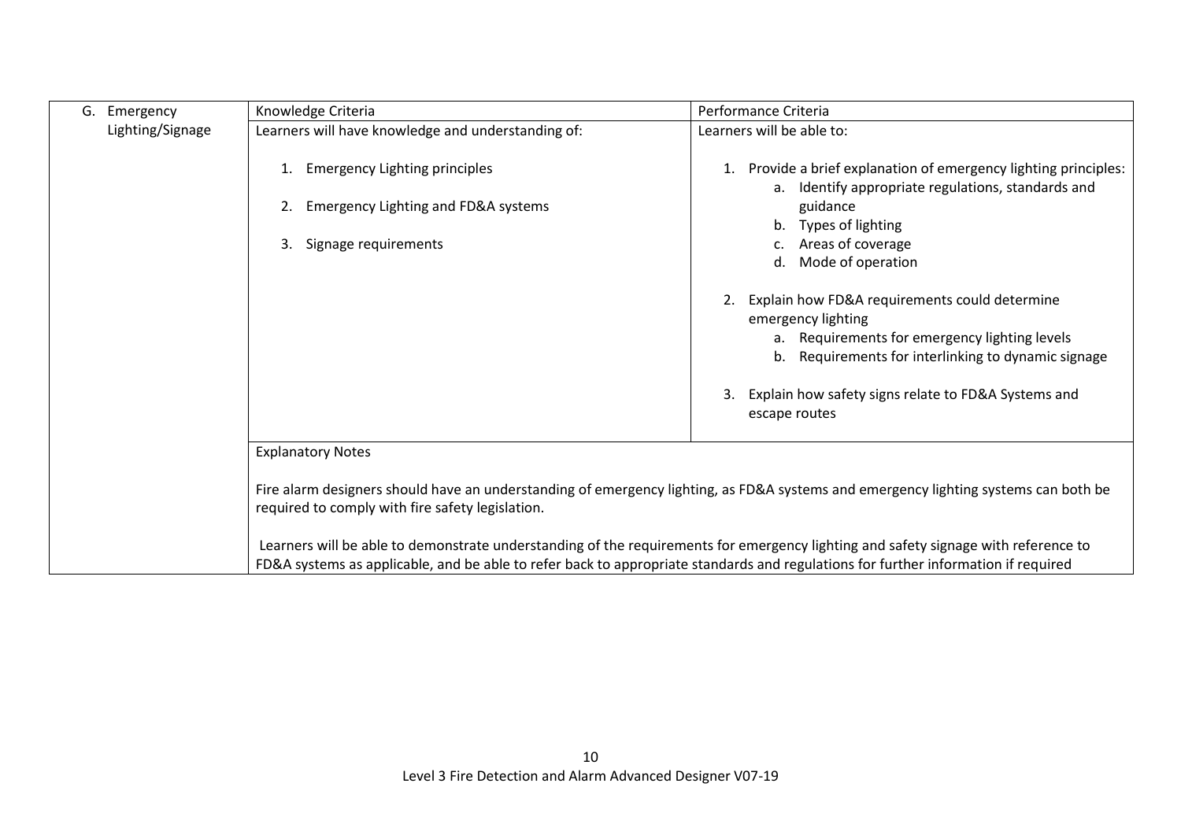| G. Emergency Lighting/Signage | Knowledge Criteria | Performance Criteria |
|---|---|---|
| | Learners will have knowledge and understanding of:<br><br>1. Emergency Lighting principles<br><br>2. Emergency Lighting and FD&A systems<br><br>3. Signage requirements | Learners will be able to:<br><br>1. Provide a brief explanation of emergency lighting principles:<br>a. Identify appropriate regulations, standards and guidance<br>b. Types of lighting<br>c. Areas of coverage<br>d. Mode of operation<br><br>2. Explain how FD&A requirements could determine emergency lighting<br>a. Requirements for emergency lighting levels<br>b. Requirements for interlinking to dynamic signage<br><br>3. Explain how safety signs relate to FD&A Systems and escape routes |
| | Explanatory Notes<br><br>Fire alarm designers should have an understanding of emergency lighting, as FD&A systems and emergency lighting systems can both be required to comply with fire safety legislation.<br><br>Learners will be able to demonstrate understanding of the requirements for emergency lighting and safety signage with reference to FD&A systems as applicable, and be able to refer back to appropriate standards and regulations for further information if required | |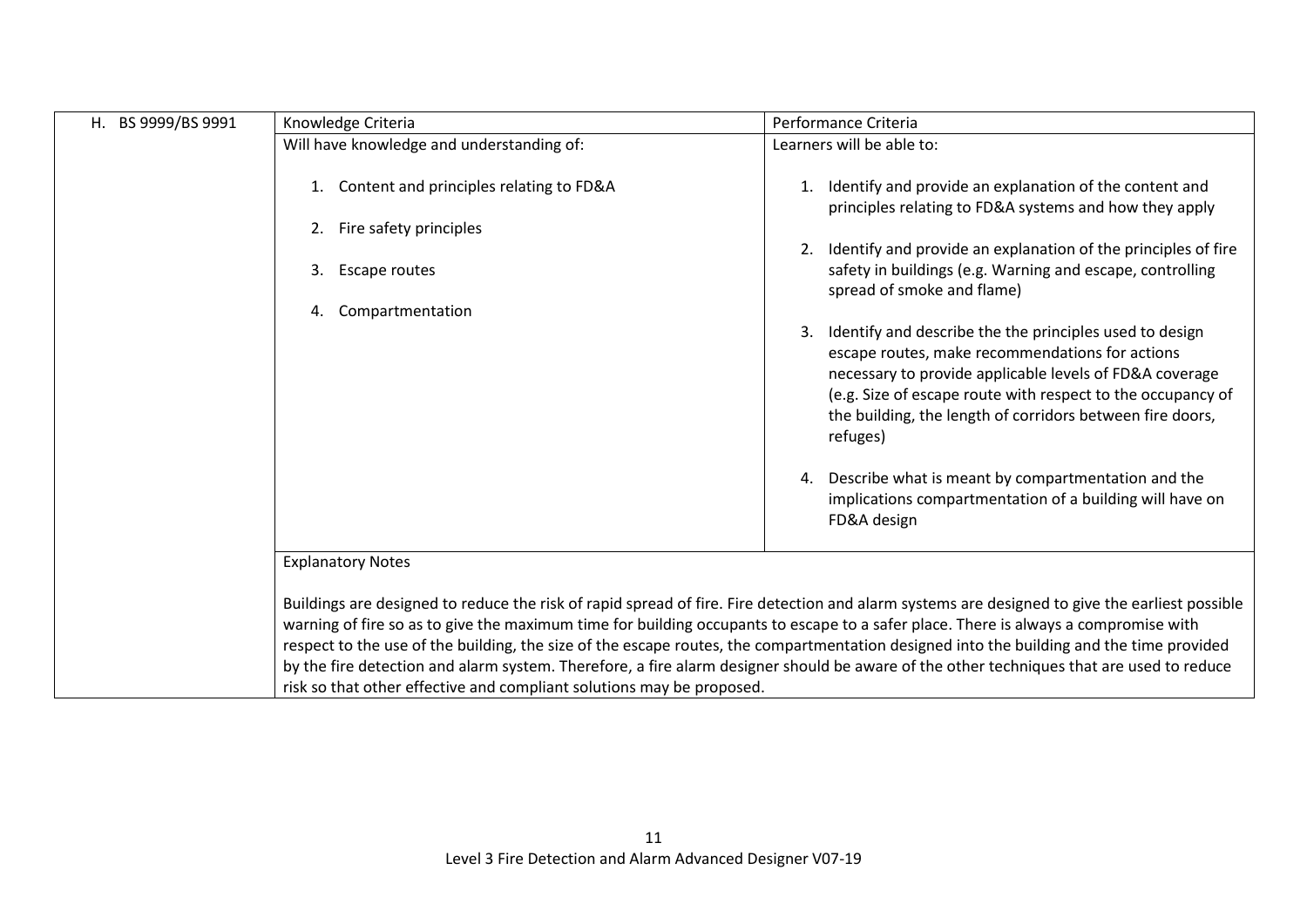| H. BS 9999/BS 9991 | Knowledge Criteria | Performance Criteria |
|---|---|---|
| | Will have knowledge and understanding of:<br><br>1. Content and principles relating to FD&A<br><br>2. Fire safety principles<br><br>3. Escape routes<br><br>4. Compartmentation | Learners will be able to:<br><br>1. Identify and provide an explanation of the content and principles relating to FD&A systems and how they apply<br><br>2. Identify and provide an explanation of the principles of fire safety in buildings (e.g. Warning and escape, controlling spread of smoke and flame)<br><br>3. Identify and describe the the principles used to design escape routes, make recommendations for actions necessary to provide applicable levels of FD&A coverage (e.g. Size of escape route with respect to the occupancy of the building, the length of corridors between fire doors, refuges)<br><br>4. Describe what is meant by compartmentation and the implications compartmentation of a building will have on FD&A design |
| | Explanatory Notes<br><br>Buildings are designed to reduce the risk of rapid spread of fire. Fire detection and alarm systems are designed to give the earliest possible warning of fire so as to give the maximum time for building occupants to escape to a safer place. There is always a compromise with respect to the use of the building, the size of the escape routes, the compartmentation designed into the building and the time provided by the fire detection and alarm system. Therefore, a fire alarm designer should be aware of the other techniques that are used to reduce risk so that other effective and compliant solutions may be proposed. | |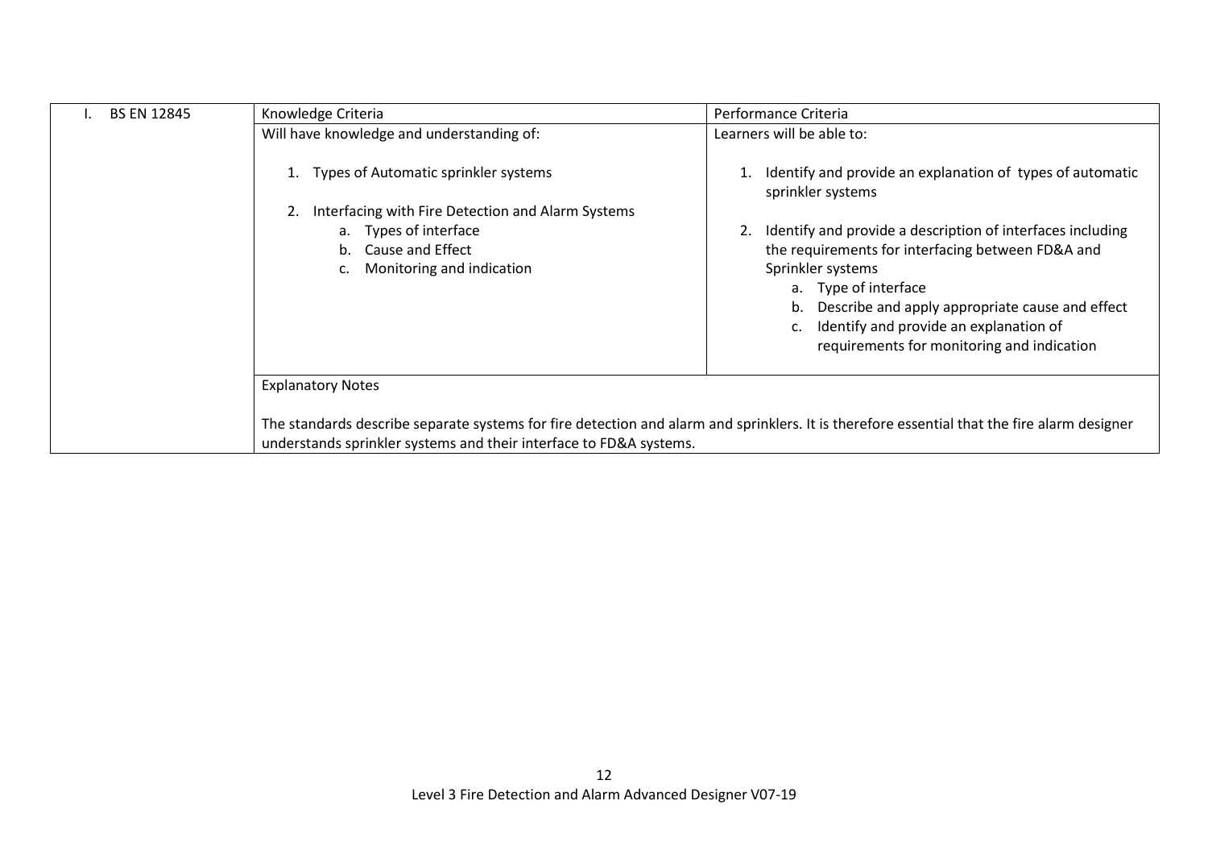| I. BS EN 12845 | Knowledge Criteria | Performance Criteria |
|---|---|---|
| | Will have knowledge and understanding of:<br><br>1. Types of Automatic sprinkler systems<br><br>2. Interfacing with Fire Detection and Alarm Systems<br>a. Types of interface<br>b. Cause and Effect<br>c. Monitoring and indication | Learners will be able to:<br><br>1. Identify and provide an explanation of types of automatic sprinkler systems<br><br>2. Identify and provide a description of interfaces including the requirements for interfacing between FD&A and Sprinkler systems<br>a. Type of interface<br>b. Describe and apply appropriate cause and effect<br>c. Identify and provide an explanation of requirements for monitoring and indication |
| | Explanatory Notes<br><br>The standards describe separate systems for fire detection and alarm and sprinklers. It is therefore essential that the fire alarm designer understands sprinkler systems and their interface to FD&A systems. | |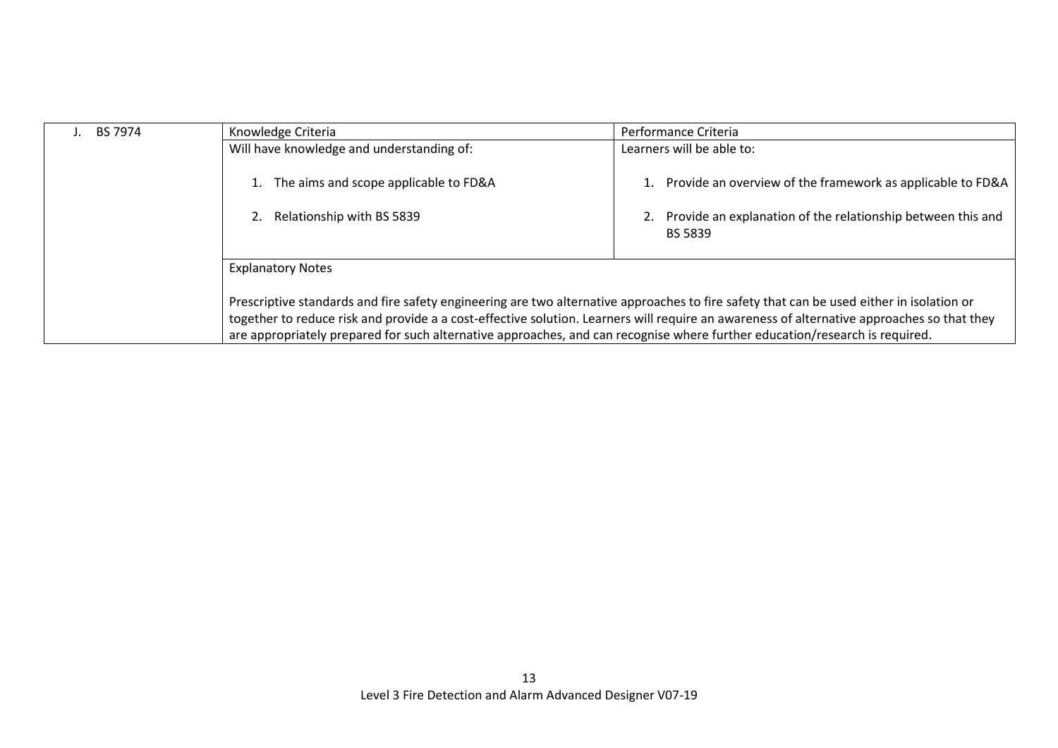| J. BS 7974 | Knowledge Criteria | Performance Criteria |
|---|---|---|
| | Will have knowledge and understanding of:<br><br>1. The aims and scope applicable to FD&A<br><br>2. Relationship with BS 5839 | Learners will be able to:<br><br>1. Provide an overview of the framework as applicable to FD&A<br><br>2. Provide an explanation of the relationship between this and BS 5839 |
| | Explanatory Notes<br><br>Prescriptive standards and fire safety engineering are two alternative approaches to fire safety that can be used either in isolation or together to reduce risk and provide a a cost-effective solution. Learners will require an awareness of alternative approaches so that they are appropriately prepared for such alternative approaches, and can recognise where further education/research is required. | |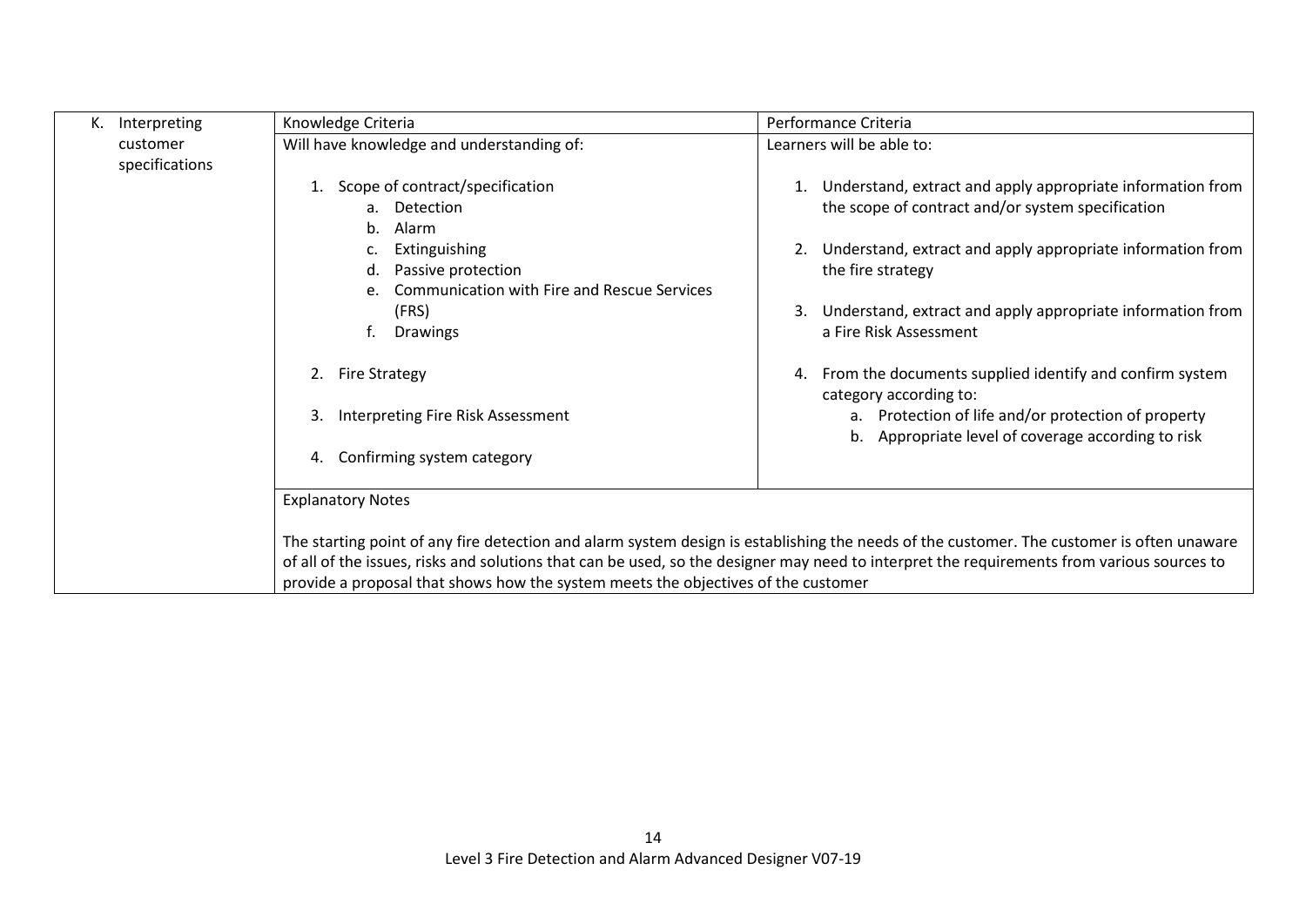| K. Interpreting customer specifications | Knowledge Criteria | Performance Criteria |
|---|---|---|
| | Will have knowledge and understanding of:<br><br>1. Scope of contract/specification<br>&nbsp;&nbsp;&nbsp;a. Detection<br>&nbsp;&nbsp;&nbsp;b. Alarm<br>&nbsp;&nbsp;&nbsp;c. Extinguishing<br>&nbsp;&nbsp;&nbsp;d. Passive protection<br>&nbsp;&nbsp;&nbsp;e. Communication with Fire and Rescue Services (FRS)<br>&nbsp;&nbsp;&nbsp;f. Drawings<br><br>2. Fire Strategy<br><br>3. Interpreting Fire Risk Assessment<br><br>4. Confirming system category | Learners will be able to:<br><br>1. Understand, extract and apply appropriate information from the scope of contract and/or system specification<br><br>2. Understand, extract and apply appropriate information from the fire strategy<br><br>3. Understand, extract and apply appropriate information from a Fire Risk Assessment<br><br>4. From the documents supplied identify and confirm system category according to:<br>&nbsp;&nbsp;&nbsp;a. Protection of life and/or protection of property<br>&nbsp;&nbsp;&nbsp;b. Appropriate level of coverage according to risk |
| | Explanatory Notes<br><br>The starting point of any fire detection and alarm system design is establishing the needs of the customer. The customer is often unaware of all of the issues, risks and solutions that can be used, so the designer may need to interpret the requirements from various sources to provide a proposal that shows how the system meets the objectives of the customer | |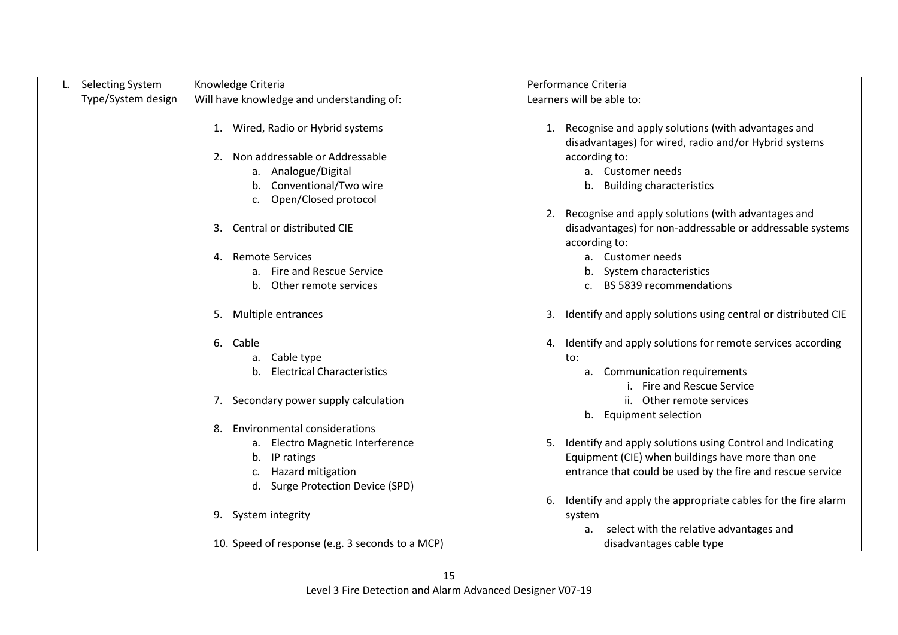| L. Selecting System Type/System design | Knowledge Criteria | Performance Criteria |
|---|---|---|
| | Will have knowledge and understanding of: | Learners will be able to: |
| | 1. Wired, Radio or Hybrid systems<br><br>2. Non addressable or Addressable<br>a. Analogue/Digital<br>b. Conventional/Two wire<br>c. Open/Closed protocol<br><br>3. Central or distributed CIE<br><br>4. Remote Services<br>a. Fire and Rescue Service<br>b. Other remote services<br><br>5. Multiple entrances<br><br>6. Cable<br>a. Cable type<br>b. Electrical Characteristics<br><br>7. Secondary power supply calculation<br><br>8. Environmental considerations<br>a. Electro Magnetic Interference<br>b. IP ratings<br>c. Hazard mitigation<br>d. Surge Protection Device (SPD)<br><br>9. System integrity<br><br>10. Speed of response (e.g. 3 seconds to a MCP) | 1. Recognise and apply solutions (with advantages and disadvantages) for wired, radio and/or Hybrid systems according to:<br>a. Customer needs<br>b. Building characteristics<br><br>2. Recognise and apply solutions (with advantages and disadvantages) for non-addressable or addressable systems according to:<br>a. Customer needs<br>b. System characteristics<br>c. BS 5839 recommendations<br><br>3. Identify and apply solutions using central or distributed CIE<br><br>4. Identify and apply solutions for remote services according to:<br>a. Communication requirements<br>i. Fire and Rescue Service<br>ii. Other remote services<br>b. Equipment selection<br><br>5. Identify and apply solutions using Control and Indicating Equipment (CIE) when buildings have more than one entrance that could be used by the fire and rescue service<br><br>6. Identify and apply the appropriate cables for the fire alarm system<br>a. select with the relative advantages and disadvantages cable type |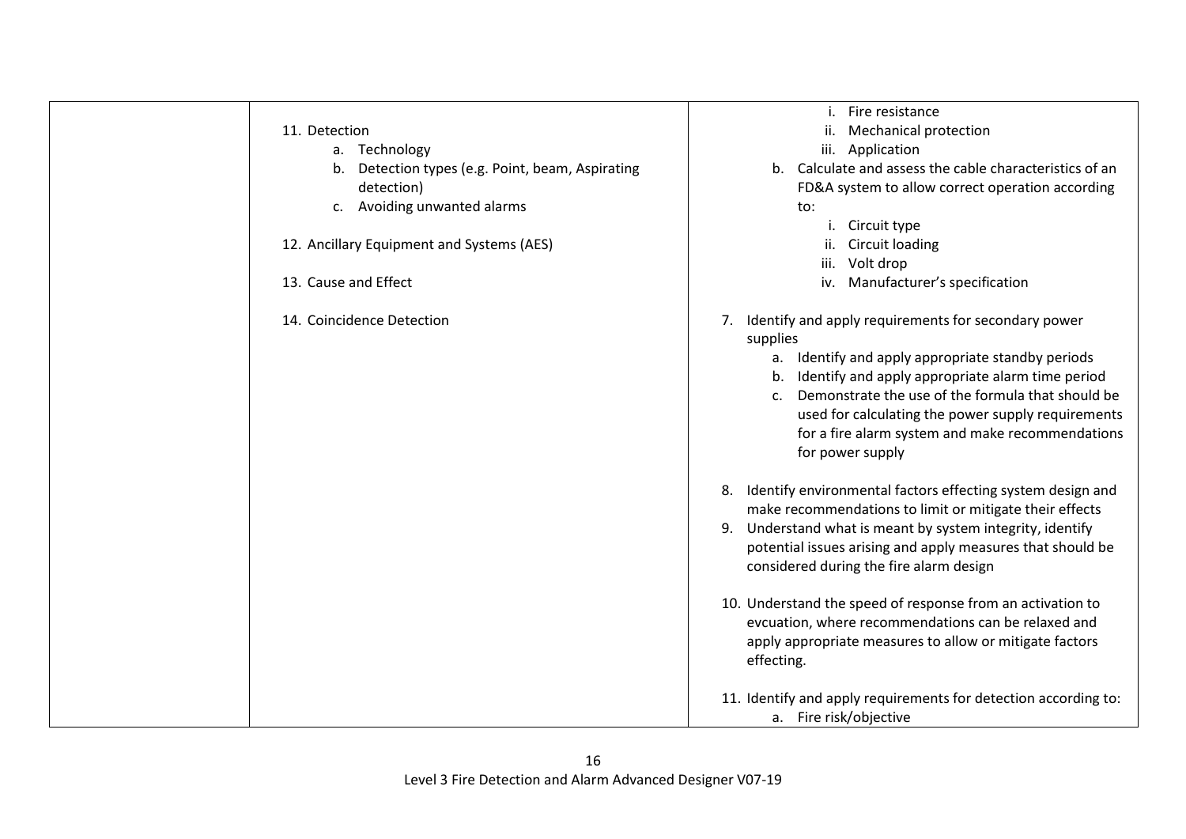| | | |
|---|---|---|
| | 11. Detection<br>a. Technology<br>b. Detection types (e.g. Point, beam, Aspirating detection)<br>c. Avoiding unwanted alarms<br><br>12. Ancillary Equipment and Systems (AES)<br><br>13. Cause and Effect<br><br>14. Coincidence Detection | i. Fire resistance<br>ii. Mechanical protection<br>iii. Application<br>b. Calculate and assess the cable characteristics of an FD&A system to allow correct operation according to:<br>i. Circuit type<br>ii. Circuit loading<br>iii. Volt drop<br>iv. Manufacturer's specification<br><br>7. Identify and apply requirements for secondary power supplies<br>a. Identify and apply appropriate standby periods<br>b. Identify and apply appropriate alarm time period<br>c. Demonstrate the use of the formula that should be used for calculating the power supply requirements for a fire alarm system and make recommendations for power supply<br><br>8. Identify environmental factors effecting system design and make recommendations to limit or mitigate their effects<br>9. Understand what is meant by system integrity, identify potential issues arising and apply measures that should be considered during the fire alarm design<br><br>10. Understand the speed of response from an activation to evcuation, where recommendations can be relaxed and apply appropriate measures to allow or mitigate factors effecting.<br><br>11. Identify and apply requirements for detection according to:<br>a. Fire risk/objective |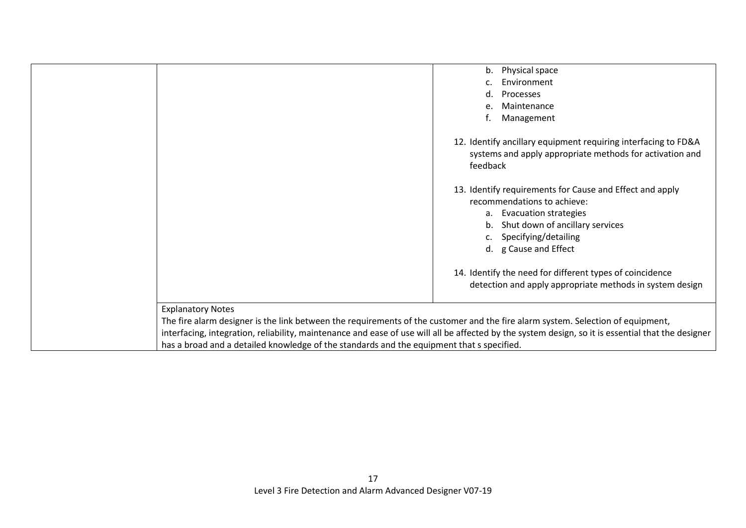| | | |
|---|---|---|
| | | b. Physical space<br>c. Environment<br>d. Processes<br>e. Maintenance<br>f. Management<br><br>12. Identify ancillary equipment requiring interfacing to FD&A systems and apply appropriate methods for activation and feedback<br><br>13. Identify requirements for Cause and Effect and apply recommendations to achieve:<br>a. Evacuation strategies<br>b. Shut down of ancillary services<br>c. Specifying/detailing<br>d. g Cause and Effect<br><br>14. Identify the need for different types of coincidence detection and apply appropriate methods in system design |
| | Explanatory Notes<br>The fire alarm designer is the link between the requirements of the customer and the fire alarm system. Selection of equipment, interfacing, integration, reliability, maintenance and ease of use will all be affected by the system design, so it is essential that the designer has a broad and a detailed knowledge of the standards and the equipment that s specified. | |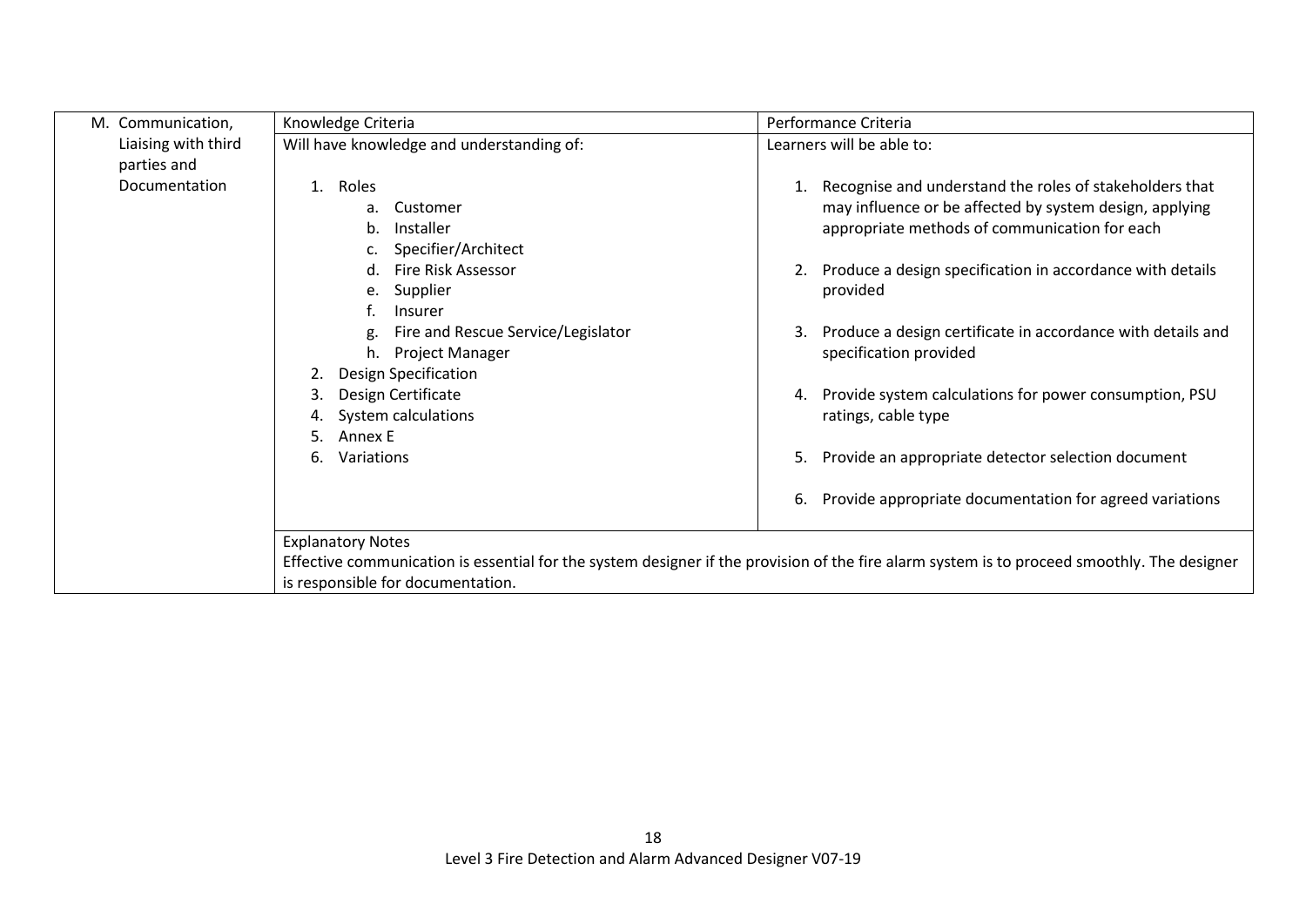| M. Communication, Liaising with third parties and Documentation | Knowledge Criteria | Performance Criteria |
|---|---|---|
| | Will have knowledge and understanding of:<br><br>1. Roles<br>&nbsp;&nbsp;&nbsp;a. Customer<br>&nbsp;&nbsp;&nbsp;b. Installer<br>&nbsp;&nbsp;&nbsp;c. Specifier/Architect<br>&nbsp;&nbsp;&nbsp;d. Fire Risk Assessor<br>&nbsp;&nbsp;&nbsp;e. Supplier<br>&nbsp;&nbsp;&nbsp;f. Insurer<br>&nbsp;&nbsp;&nbsp;g. Fire and Rescue Service/Legislator<br>&nbsp;&nbsp;&nbsp;h. Project Manager<br>2. Design Specification<br>3. Design Certificate<br>4. System calculations<br>5. Annex E<br>6. Variations | Learners will be able to:<br><br>1. Recognise and understand the roles of stakeholders that may influence or be affected by system design, applying appropriate methods of communication for each<br><br>2. Produce a design specification in accordance with details provided<br><br>3. Produce a design certificate in accordance with details and specification provided<br><br>4. Provide system calculations for power consumption, PSU ratings, cable type<br><br>5. Provide an appropriate detector selection document<br><br>6. Provide appropriate documentation for agreed variations |
| | Explanatory Notes<br>Effective communication is essential for the system designer if the provision of the fire alarm system is to proceed smoothly. The designer is responsible for documentation. | |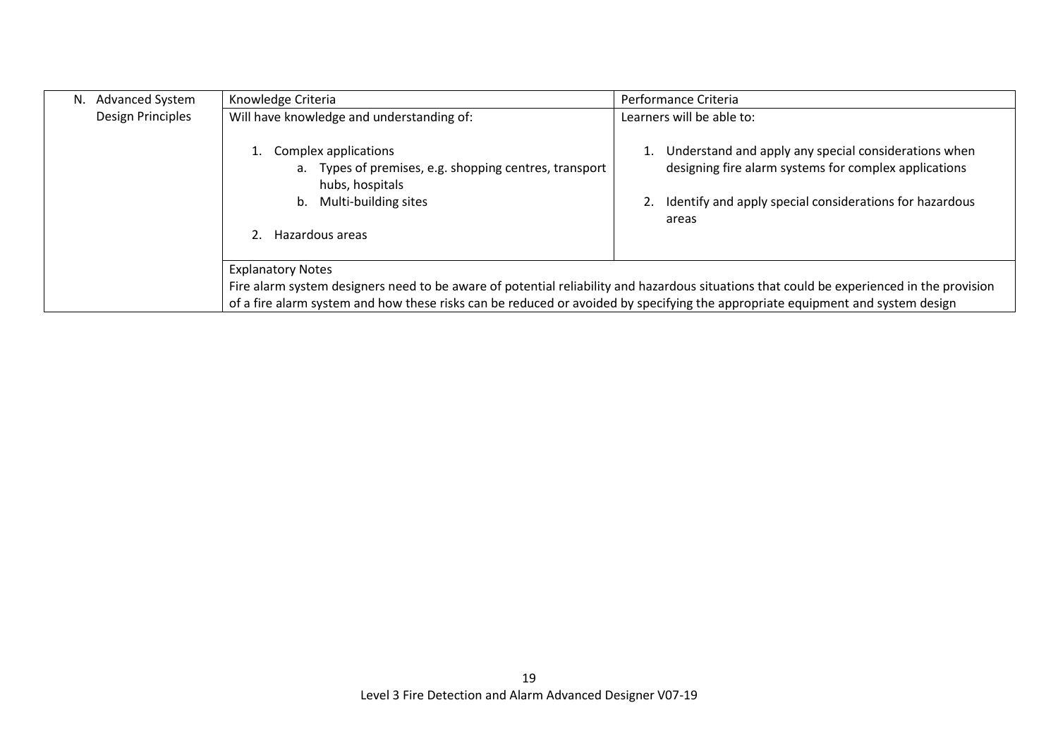| N. Advanced System Design Principles | Knowledge Criteria | Performance Criteria |
| --- | --- | --- |
| | Will have knowledge and understanding of:<br><br>1. Complex applications<br>a. Types of premises, e.g. shopping centres, transport hubs, hospitals<br>b. Multi-building sites<br><br>2. Hazardous areas | Learners will be able to:<br><br>1. Understand and apply any special considerations when designing fire alarm systems for complex applications<br><br>2. Identify and apply special considerations for hazardous areas |
| | Explanatory Notes<br>Fire alarm system designers need to be aware of potential reliability and hazardous situations that could be experienced in the provision of a fire alarm system and how these risks can be reduced or avoided by specifying the appropriate equipment and system design | |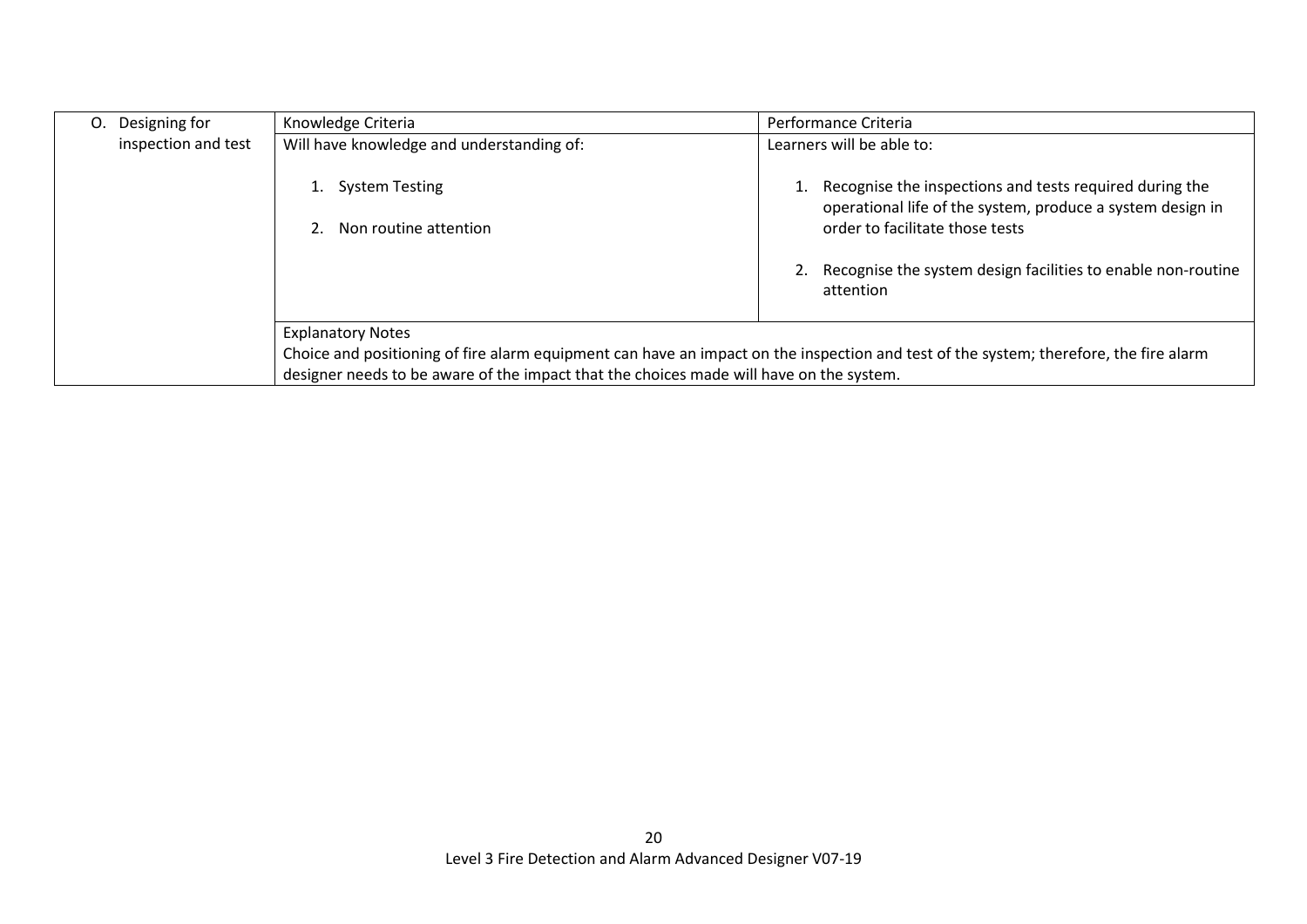| O. Designing for inspection and test | Knowledge Criteria | Performance Criteria |
|---|---|---|
| | Will have knowledge and understanding of:<br><br>1. System Testing<br><br>2. Non routine attention | Learners will be able to:<br><br>1. Recognise the inspections and tests required during the operational life of the system, produce a system design in order to facilitate those tests<br><br>2. Recognise the system design facilities to enable non-routine attention |
| | Explanatory Notes<br>Choice and positioning of fire alarm equipment can have an impact on the inspection and test of the system; therefore, the fire alarm designer needs to be aware of the impact that the choices made will have on the system. | |